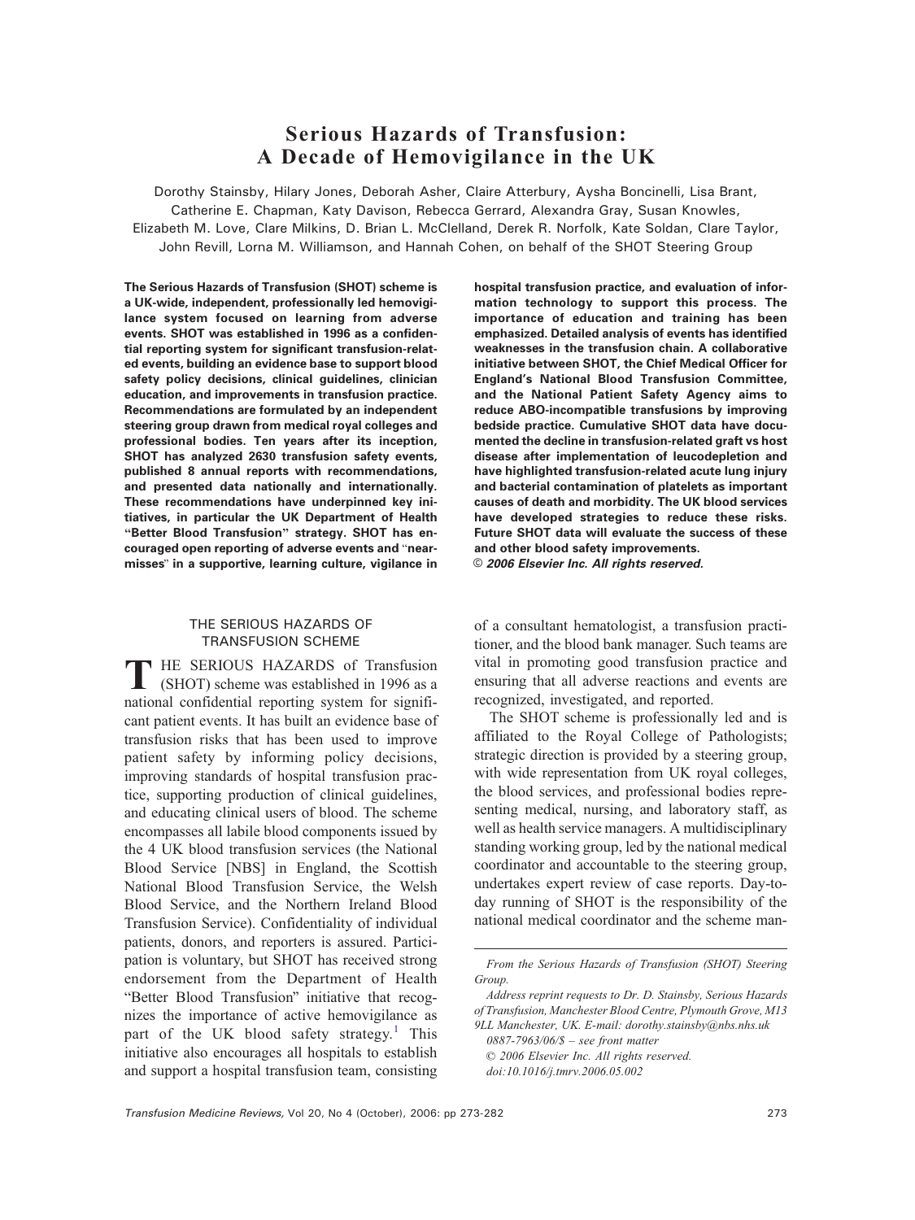# Serious Hazards of Transfusion: A Decade of Hemovigilance in the UK

Dorothy Stainsby, Hilary Jones, Deborah Asher, Claire Atterbury, Aysha Boncinelli, Lisa Brant, Catherine E. Chapman, Katy Davison, Rebecca Gerrard, Alexandra Gray, Susan Knowles, Elizabeth M. Love, Clare Milkins, D. Brian L. McClelland, Derek R. Norfolk, Kate Soldan, Clare Taylor, John Revill, Lorna M. Williamson, and Hannah Cohen, on behalf of the SHOT Steering Group

**The Serious Hazards of Transfusion (SHOT) scheme is a UK-wide, independent, professionally led hemovigilance system focused on learning from adverse events. SHOT was established in 1996 as a confidential reporting system for significant transfusion-related events, building an evidence base to support blood safety policy decisions, clinical guidelines, clinician education, and improvements in transfusion practice. Recommendations are formulated by an independent steering group drawn from medical royal colleges and professional bodies. Ten years after its inception, SHOT has analyzed 2630 transfusion safety events, published 8 annual reports with recommendations, and presented data nationally and internationally. These recommendations have underpinned key initiatives, in particular the UK Department of Health "Better Blood Transfusion" strategy. SHOT has encouraged open reporting of adverse events and "near-misses" in a supportive, learning culture, vigilance in hospital transfusion practice, and evaluation of information technology to support this process. The importance of education and training has been emphasized. Detailed analysis of events has identified weaknesses in the transfusion chain. A collaborative initiative between SHOT, the Chief Medical Officer for England's National Blood Transfusion Committee, and the National Patient Safety Agency aims to reduce ABO-incompatible transfusions by improving bedside practice. Cumulative SHOT data have documented the decline in transfusion-related graft vs host disease after implementation of leucodepletion and have highlighted transfusion-related acute lung injury and bacterial contamination of platelets as important causes of death and morbidity. The UK blood services have developed strategies to reduce these risks. Future SHOT data will evaluate the success of these and other blood safety improvements.**
***© 2006 Elsevier Inc. All rights reserved.***

## THE SERIOUS HAZARDS OF TRANSFUSION SCHEME

THE SERIOUS HAZARDS of Transfusion (SHOT) scheme was established in 1996 as a national confidential reporting system for significant patient events. It has built an evidence base of transfusion risks that has been used to improve patient safety by informing policy decisions, improving standards of hospital transfusion practice, supporting production of clinical guidelines, and educating clinical users of blood. The scheme encompasses all labile blood components issued by the 4 UK blood transfusion services (the National Blood Service [NBS] in England, the Scottish National Blood Transfusion Service, the Welsh Blood Service, and the Northern Ireland Blood Transfusion Service). Confidentiality of individual patients, donors, and reporters is assured. Participation is voluntary, but SHOT has received strong endorsement from the Department of Health "Better Blood Transfusion" initiative that recognizes the importance of active hemovigilance as part of the UK blood safety strategy.[1] This initiative also encourages all hospitals to establish and support a hospital transfusion team, consisting of a consultant hematologist, a transfusion practitioner, and the blood bank manager. Such teams are vital in promoting good transfusion practice and ensuring that all adverse reactions and events are recognized, investigated, and reported.

The SHOT scheme is professionally led and is affiliated to the Royal College of Pathologists; strategic direction is provided by a steering group, with wide representation from UK royal colleges, the blood services, and professional bodies representing medical, nursing, and laboratory staff, as well as health service managers. A multidisciplinary standing working group, led by the national medical coordinator and accountable to the steering group, undertakes expert review of case reports. Day-to-day running of SHOT is the responsibility of the national medical coordinator and the scheme man-

*From the Serious Hazards of Transfusion (SHOT) Steering Group.*

*Address reprint requests to Dr. D. Stainsby, Serious Hazards of Transfusion, Manchester Blood Centre, Plymouth Grove, M13 9LL Manchester, UK. E-mail: dorothy.stainsby@nbs.nhs.uk*

*0887-7963/06/$ – see front matter*

*© 2006 Elsevier Inc. All rights reserved.*

*doi:10.1016/j.tmrv.2006.05.002*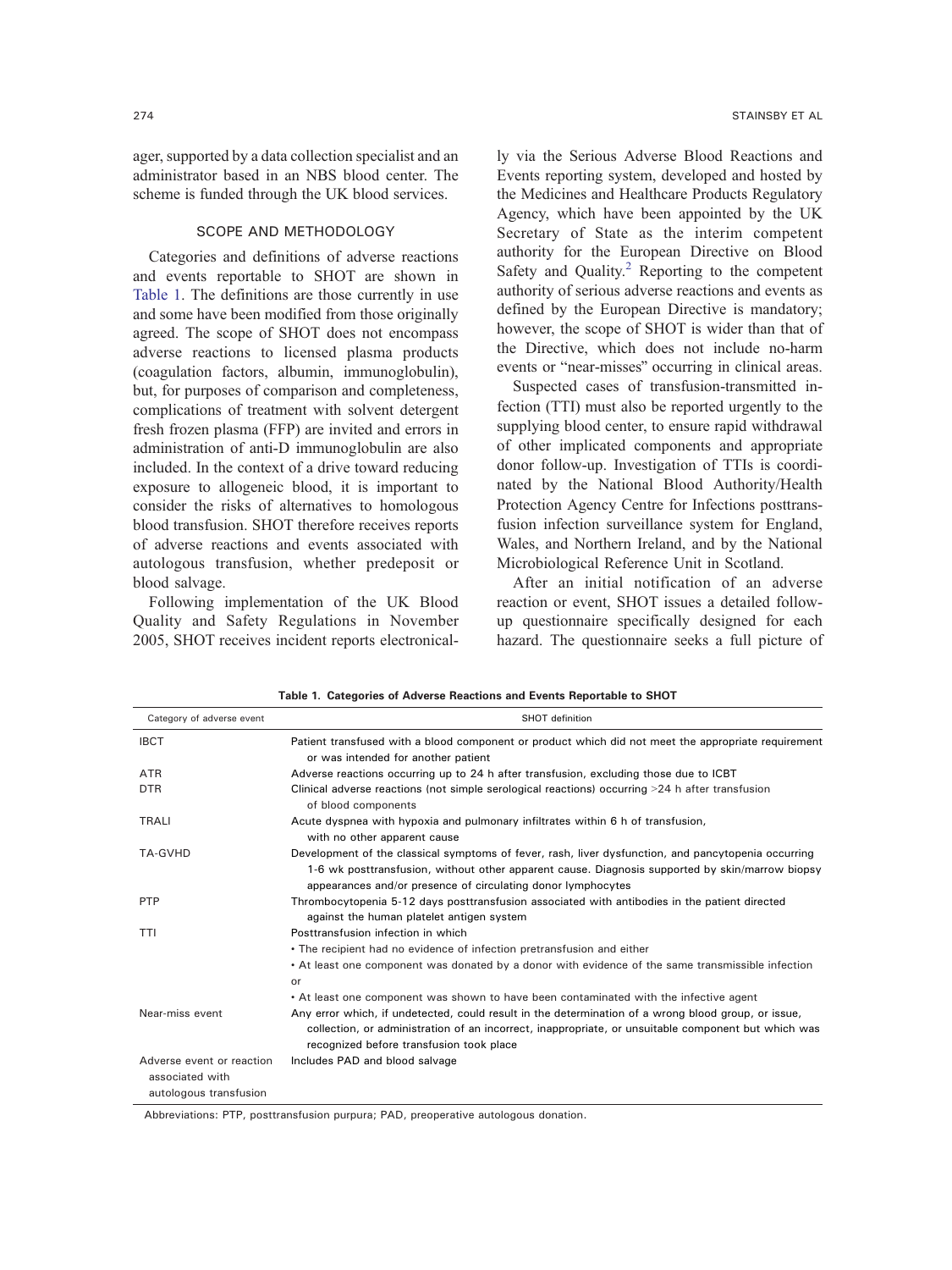ager, supported by a data collection specialist and an administrator based in an NBS blood center. The scheme is funded through the UK blood services.

## SCOPE AND METHODOLOGY

Categories and definitions of adverse reactions and events reportable to SHOT are shown in Table 1. The definitions are those currently in use and some have been modified from those originally agreed. The scope of SHOT does not encompass adverse reactions to licensed plasma products (coagulation factors, albumin, immunoglobulin), but, for purposes of comparison and completeness, complications of treatment with solvent detergent fresh frozen plasma (FFP) are invited and errors in administration of anti-D immunoglobulin are also included. In the context of a drive toward reducing exposure to allogeneic blood, it is important to consider the risks of alternatives to homologous blood transfusion. SHOT therefore receives reports of adverse reactions and events associated with autologous transfusion, whether predeposit or blood salvage.

Following implementation of the UK Blood Quality and Safety Regulations in November 2005, SHOT receives incident reports electronically via the Serious Adverse Blood Reactions and Events reporting system, developed and hosted by the Medicines and Healthcare Products Regulatory Agency, which have been appointed by the UK Secretary of State as the interim competent authority for the European Directive on Blood Safety and Quality.[2] Reporting to the competent authority of serious adverse reactions and events as defined by the European Directive is mandatory; however, the scope of SHOT is wider than that of the Directive, which does not include no-harm events or "near-misses" occurring in clinical areas.

Suspected cases of transfusion-transmitted infection (TTI) must also be reported urgently to the supplying blood center, to ensure rapid withdrawal of other implicated components and appropriate donor follow-up. Investigation of TTIs is coordinated by the National Blood Authority/Health Protection Agency Centre for Infections posttransfusion infection surveillance system for England, Wales, and Northern Ireland, and by the National Microbiological Reference Unit in Scotland.

After an initial notification of an adverse reaction or event, SHOT issues a detailed follow-up questionnaire specifically designed for each hazard. The questionnaire seeks a full picture of

**Table 1. Categories of Adverse Reactions and Events Reportable to SHOT**

| Category of adverse event | SHOT definition |
|---|---|
| IBCT | Patient transfused with a blood component or product which did not meet the appropriate requirement or was intended for another patient |
| ATR | Adverse reactions occurring up to 24 h after transfusion, excluding those due to ICBT |
| DTR | Clinical adverse reactions (not simple serological reactions) occurring >24 h after transfusion of blood components |
| TRALI | Acute dyspnea with hypoxia and pulmonary infiltrates within 6 h of transfusion, with no other apparent cause |
| TA-GVHD | Development of the classical symptoms of fever, rash, liver dysfunction, and pancytopenia occurring 1-6 wk posttransfusion, without other apparent cause. Diagnosis supported by skin/marrow biopsy appearances and/or presence of circulating donor lymphocytes |
| PTP | Thrombocytopenia 5-12 days posttransfusion associated with antibodies in the patient directed against the human platelet antigen system |
| TTI | Posttransfusion infection in which<br>• The recipient had no evidence of infection pretransfusion and either<br>• At least one component was donated by a donor with evidence of the same transmissible infection<br>or<br>• At least one component was shown to have been contaminated with the infective agent |
| Near-miss event | Any error which, if undetected, could result in the determination of a wrong blood group, or issue, collection, or administration of an incorrect, inappropriate, or unsuitable component but which was recognized before transfusion took place |
| Adverse event or reaction associated with autologous transfusion | Includes PAD and blood salvage |

Abbreviations: PTP, posttransfusion purpura; PAD, preoperative autologous donation.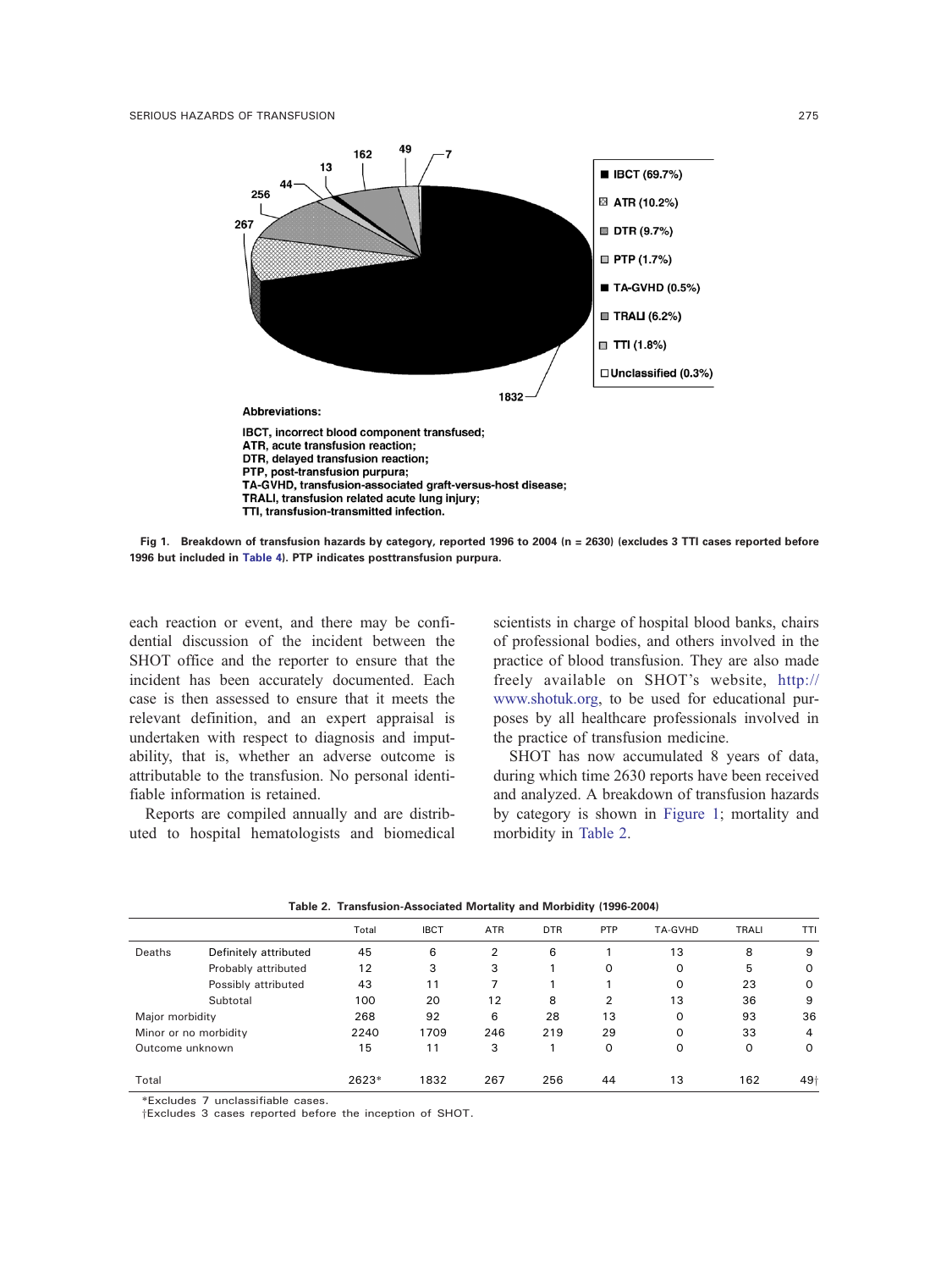Abbreviations:

IBCT, incorrect blood component transfused;
ATR, acute transfusion reaction;
DTR, delayed transfusion reaction;
PTP, post-transfusion purpura;
TA-GVHD, transfusion-associated graft-versus-host disease;
TRALI, transfusion related acute lung injury;
TTI, transfusion-transmitted infection.

**Fig 1. Breakdown of transfusion hazards by category, reported 1996 to 2004 (n = 2630) (excludes 3 TTI cases reported before 1996 but included in Table 4). PTP indicates posttransfusion purpura.**

each reaction or event, and there may be confidential discussion of the incident between the SHOT office and the reporter to ensure that the incident has been accurately documented. Each case is then assessed to ensure that it meets the relevant definition, and an expert appraisal is undertaken with respect to diagnosis and imputability, that is, whether an adverse outcome is attributable to the transfusion. No personal identifiable information is retained.

Reports are compiled annually and are distributed to hospital hematologists and biomedical scientists in charge of hospital blood banks, chairs of professional bodies, and others involved in the practice of blood transfusion. They are also made freely available on SHOT's website, http://www.shotuk.org, to be used for educational purposes by all healthcare professionals involved in the practice of transfusion medicine.

SHOT has now accumulated 8 years of data, during which time 2630 reports have been received and analyzed. A breakdown of transfusion hazards by category is shown in Figure 1; mortality and morbidity in Table 2.

**Table 2. Transfusion-Associated Mortality and Morbidity (1996-2004)**

| | | Total | IBCT | ATR | DTR | PTP | TA-GVHD | TRALI | TTI |
|---|---|---|---|---|---|---|---|---|---|
| Deaths | Definitely attributed | 45 | 6 | 2 | 6 | 1 | 13 | 8 | 9 |
| | Probably attributed | 12 | 3 | 3 | 1 | 0 | 0 | 5 | 0 |
| | Possibly attributed | 43 | 11 | 7 | 1 | 1 | 0 | 23 | 0 |
| | Subtotal | 100 | 20 | 12 | 8 | 2 | 13 | 36 | 9 |
| Major morbidity | | 268 | 92 | 6 | 28 | 13 | 0 | 93 | 36 |
| Minor or no morbidity | | 2240 | 1709 | 246 | 219 | 29 | 0 | 33 | 4 |
| Outcome unknown | | 15 | 11 | 3 | 1 | 0 | 0 | 0 | 0 |
| Total | | 2623* | 1832 | 267 | 256 | 44 | 13 | 162 | 49† |

*Excludes 7 unclassifiable cases.
†Excludes 3 cases reported before the inception of SHOT.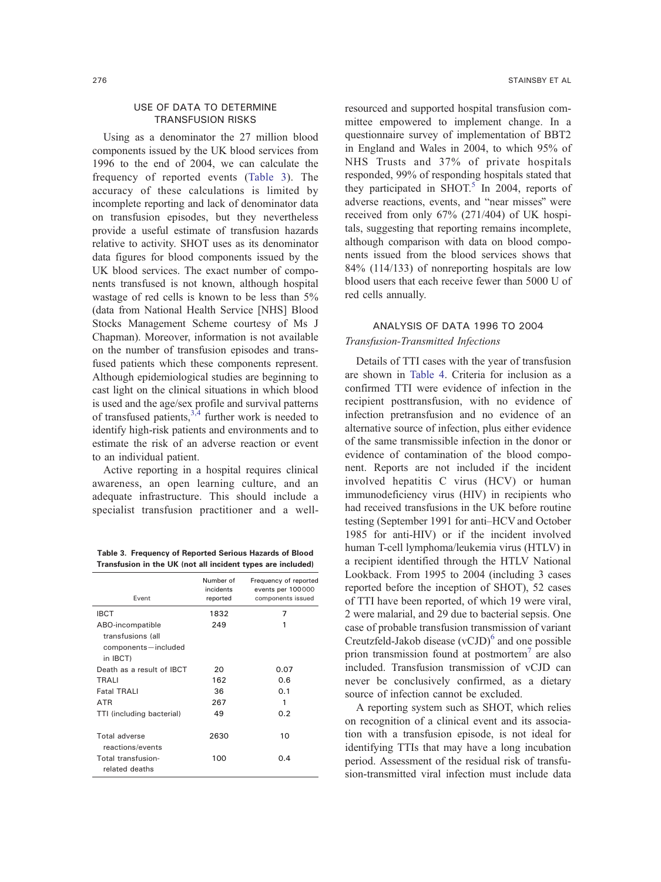## USE OF DATA TO DETERMINE TRANSFUSION RISKS

Using as a denominator the 27 million blood components issued by the UK blood services from 1996 to the end of 2004, we can calculate the frequency of reported events (Table 3). The accuracy of these calculations is limited by incomplete reporting and lack of denominator data on transfusion episodes, but they nevertheless provide a useful estimate of transfusion hazards relative to activity. SHOT uses as its denominator data figures for blood components issued by the UK blood services. The exact number of components transfused is not known, although hospital wastage of red cells is known to be less than 5% (data from National Health Service [NHS] Blood Stocks Management Scheme courtesy of Ms J Chapman). Moreover, information is not available on the number of transfusion episodes and transfused patients which these components represent. Although epidemiological studies are beginning to cast light on the clinical situations in which blood is used and the age/sex profile and survival patterns of transfused patients,[3,4] further work is needed to identify high-risk patients and environments and to estimate the risk of an adverse reaction or event to an individual patient.

Active reporting in a hospital requires clinical awareness, an open learning culture, and an adequate infrastructure. This should include a specialist transfusion practitioner and a well-resourced and supported hospital transfusion committee empowered to implement change. In a questionnaire survey of implementation of BBT2 in England and Wales in 2004, to which 95% of NHS Trusts and 37% of private hospitals responded, 99% of responding hospitals stated that they participated in SHOT.[5] In 2004, reports of adverse reactions, events, and "near misses" were received from only 67% (271/404) of UK hospitals, suggesting that reporting remains incomplete, although comparison with data on blood components issued from the blood services shows that 84% (114/133) of nonreporting hospitals are low blood users that each receive fewer than 5000 U of red cells annually.

**Table 3. Frequency of Reported Serious Hazards of Blood Transfusion in the UK (not all incident types are included)**

| Event | Number of incidents reported | Frequency of reported events per 100000 components issued |
|---|---|---|
| IBCT | 1832 | 7 |
| ABO-incompatible transfusions (all components—included in IBCT) | 249 | 1 |
| Death as a result of IBCT | 20 | 0.07 |
| TRALI | 162 | 0.6 |
| Fatal TRALI | 36 | 0.1 |
| ATR | 267 | 1 |
| TTI (including bacterial) | 49 | 0.2 |
| Total adverse reactions/events | 2630 | 10 |
| Total transfusion-related deaths | 100 | 0.4 |

## ANALYSIS OF DATA 1996 TO 2004

### *Transfusion-Transmitted Infections*

Details of TTI cases with the year of transfusion are shown in Table 4. Criteria for inclusion as a confirmed TTI were evidence of infection in the recipient posttransfusion, with no evidence of infection pretransfusion and no evidence of an alternative source of infection, plus either evidence of the same transmissible infection in the donor or evidence of contamination of the blood component. Reports are not included if the incident involved hepatitis C virus (HCV) or human immunodeficiency virus (HIV) in recipients who had received transfusions in the UK before routine testing (September 1991 for anti–HCV and October 1985 for anti-HIV) or if the incident involved human T-cell lymphoma/leukemia virus (HTLV) in a recipient identified through the HTLV National Lookback. From 1995 to 2004 (including 3 cases reported before the inception of SHOT), 52 cases of TTI have been reported, of which 19 were viral, 2 were malarial, and 29 due to bacterial sepsis. One case of probable transfusion transmission of variant Creutzfeld-Jakob disease (vCJD)[6] and one possible prion transmission found at postmortem[7] are also included. Transfusion transmission of vCJD can never be conclusively confirmed, as a dietary source of infection cannot be excluded.

A reporting system such as SHOT, which relies on recognition of a clinical event and its association with a transfusion episode, is not ideal for identifying TTIs that may have a long incubation period. Assessment of the residual risk of transfusion-transmitted viral infection must include data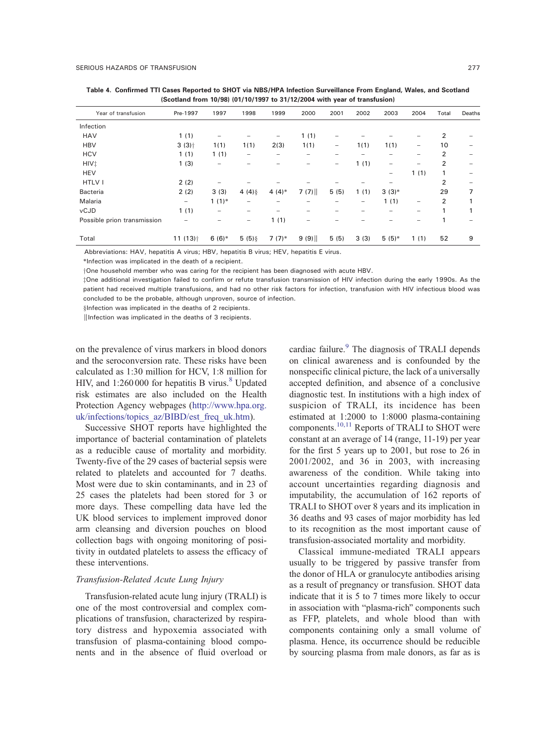**Table 4. Confirmed TTI Cases Reported to SHOT via NBS/HPA Infection Surveillance From England, Wales, and Scotland (Scotland from 10/98) (01/10/1997 to 31/12/2004 with year of transfusion)**

| Year of transfusion | Pre-1997 | 1997 | 1998 | 1999 | 2000 | 2001 | 2002 | 2003 | 2004 | Total | Deaths |
|---|---|---|---|---|---|---|---|---|---|---|---|
| Infection | | | | | | | | | | | |
| HAV | 1 (1) | – | – | – | 1 (1) | – | – | – | – | 2 | – |
| HBV | 3 (3)† | 1(1) | 1(1) | 2(3) | 1(1) | – | 1(1) | 1(1) | – | 10 | – |
| HCV | 1 (1) | 1 (1) | – | – | – | – | – | – | – | 2 | – |
| HIV‡ | 1 (3) | – | – | – | – | – | 1 (1) | – | – | 2 | – |
| HEV | | | | | | | | – | 1 (1) | 1 | – |
| HTLV I | 2 (2) | – | – | – | – | – | – | – | | 2 | – |
| Bacteria | 2 (2) | 3 (3) | 4 (4)§ | 4 (4)* | 7 (7)‖ | 5 (5) | 1 (1) | 3 (3)* | | 29 | 7 |
| Malaria | – | 1 (1)* | – | – | – | – | – | 1 (1) | – | 2 | 1 |
| vCJD | 1 (1) | – | – | – | – | – | – | – | – | 1 | 1 |
| Possible prion transmission | – | – | – | 1 (1) | – | – | – | – | – | 1 | – |
| Total | 11 (13)† | 6 (6)* | 5 (5)§ | 7 (7)* | 9 (9)‖ | 5 (5) | 3 (3) | 5 (5)* | 1 (1) | 52 | 9 |

Abbreviations: HAV, hepatitis A virus; HBV, hepatitis B virus; HEV, hepatitis E virus.

*Infection was implicated in the death of a recipient.

†One household member who was caring for the recipient has been diagnosed with acute HBV.

‡One additional investigation failed to confirm or refute transfusion transmission of HIV infection during the early 1990s. As the patient had received multiple transfusions, and had no other risk factors for infection, transfusion with HIV infectious blood was concluded to be the probable, although unproven, source of infection.

§Infection was implicated in the deaths of 2 recipients.

‖Infection was implicated in the deaths of 3 recipients.

on the prevalence of virus markers in blood donors and the seroconversion rate. These risks have been calculated as 1:30 million for HCV, 1:8 million for HIV, and 1:260 000 for hepatitis B virus.[8] Updated risk estimates are also included on the Health Protection Agency webpages (http://www.hpa.org.uk/infections/topics_az/BIBD/est_freq_uk.htm).

Successive SHOT reports have highlighted the importance of bacterial contamination of platelets as a reducible cause of mortality and morbidity. Twenty-five of the 29 cases of bacterial sepsis were related to platelets and accounted for 7 deaths. Most were due to skin contaminants, and in 23 of 25 cases the platelets had been stored for 3 or more days. These compelling data have led the UK blood services to implement improved donor arm cleansing and diversion pouches on blood collection bags with ongoing monitoring of positivity in outdated platelets to assess the efficacy of these interventions.

### *Transfusion-Related Acute Lung Injury*

Transfusion-related acute lung injury (TRALI) is one of the most controversial and complex complications of transfusion, characterized by respiratory distress and hypoxemia associated with transfusion of plasma-containing blood components and in the absence of fluid overload or cardiac failure.[9] The diagnosis of TRALI depends on clinical awareness and is confounded by the nonspecific clinical picture, the lack of a universally accepted definition, and absence of a conclusive diagnostic test. In institutions with a high index of suspicion of TRALI, its incidence has been estimated at 1:2000 to 1:8000 plasma-containing components.[10,11] Reports of TRALI to SHOT were constant at an average of 14 (range, 11-19) per year for the first 5 years up to 2001, but rose to 26 in 2001/2002, and 36 in 2003, with increasing awareness of the condition. While taking into account uncertainties regarding diagnosis and imputability, the accumulation of 162 reports of TRALI to SHOT over 8 years and its implication in 36 deaths and 93 cases of major morbidity has led to its recognition as the most important cause of transfusion-associated mortality and morbidity.

Classical immune-mediated TRALI appears usually to be triggered by passive transfer from the donor of HLA or granulocyte antibodies arising as a result of pregnancy or transfusion. SHOT data indicate that it is 5 to 7 times more likely to occur in association with "plasma-rich" components such as FFP, platelets, and whole blood than with components containing only a small volume of plasma. Hence, its occurrence should be reducible by sourcing plasma from male donors, as far as is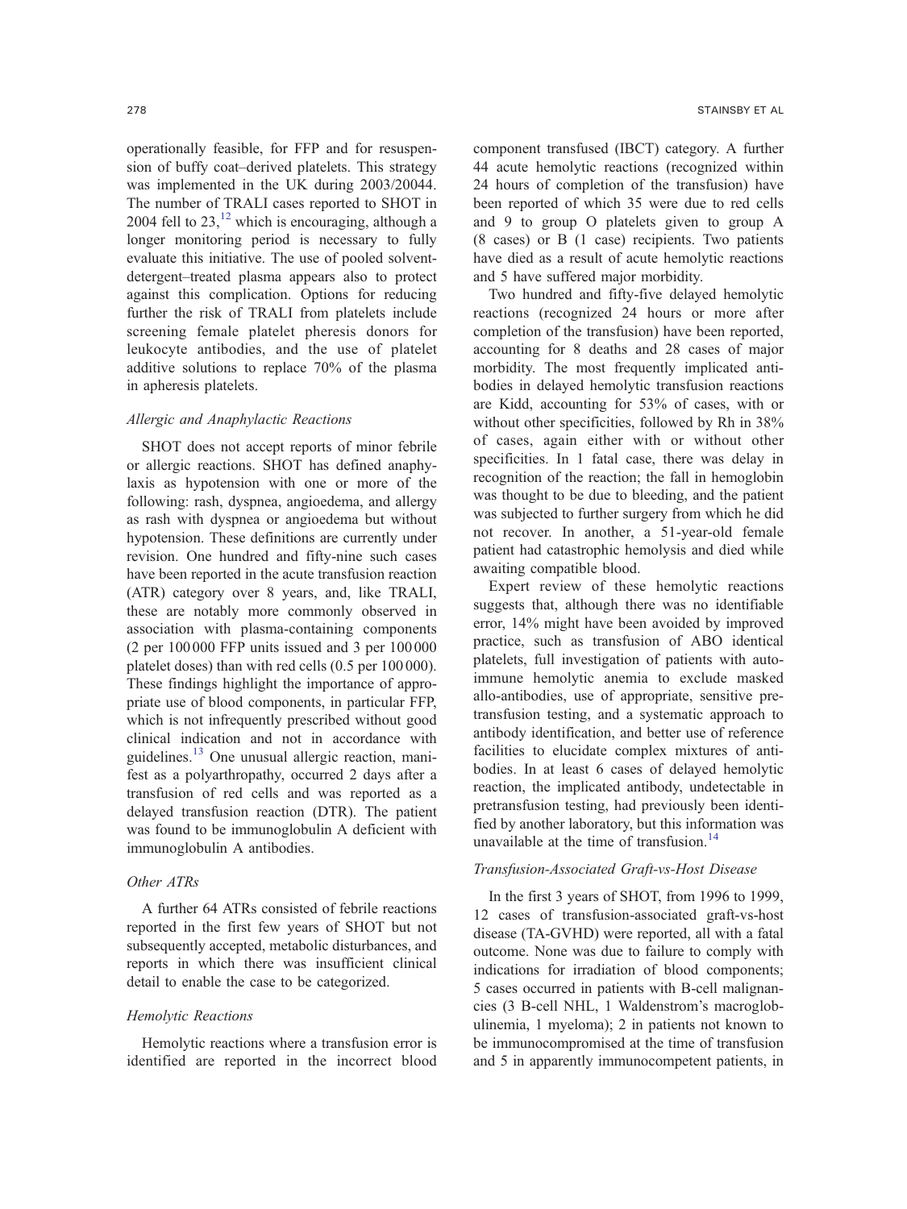operationally feasible, for FFP and for resuspension of buffy coat–derived platelets. This strategy was implemented in the UK during 2003/20044. The number of TRALI cases reported to SHOT in 2004 fell to 23,[12] which is encouraging, although a longer monitoring period is necessary to fully evaluate this initiative. The use of pooled solvent-detergent–treated plasma appears also to protect against this complication. Options for reducing further the risk of TRALI from platelets include screening female platelet pheresis donors for leukocyte antibodies, and the use of platelet additive solutions to replace 70% of the plasma in apheresis platelets.

### *Allergic and Anaphylactic Reactions*

SHOT does not accept reports of minor febrile or allergic reactions. SHOT has defined anaphylaxis as hypotension with one or more of the following: rash, dyspnea, angioedema, and allergy as rash with dyspnea or angioedema but without hypotension. These definitions are currently under revision. One hundred and fifty-nine such cases have been reported in the acute transfusion reaction (ATR) category over 8 years, and, like TRALI, these are notably more commonly observed in association with plasma-containing components (2 per 100 000 FFP units issued and 3 per 100 000 platelet doses) than with red cells (0.5 per 100 000). These findings highlight the importance of appropriate use of blood components, in particular FFP, which is not infrequently prescribed without good clinical indication and not in accordance with guidelines.[13] One unusual allergic reaction, manifest as a polyarthropathy, occurred 2 days after a transfusion of red cells and was reported as a delayed transfusion reaction (DTR). The patient was found to be immunoglobulin A deficient with immunoglobulin A antibodies.

### *Other ATRs*

A further 64 ATRs consisted of febrile reactions reported in the first few years of SHOT but not subsequently accepted, metabolic disturbances, and reports in which there was insufficient clinical detail to enable the case to be categorized.

### *Hemolytic Reactions*

Hemolytic reactions where a transfusion error is identified are reported in the incorrect blood component transfused (IBCT) category. A further 44 acute hemolytic reactions (recognized within 24 hours of completion of the transfusion) have been reported of which 35 were due to red cells and 9 to group O platelets given to group A (8 cases) or B (1 case) recipients. Two patients have died as a result of acute hemolytic reactions and 5 have suffered major morbidity.

Two hundred and fifty-five delayed hemolytic reactions (recognized 24 hours or more after completion of the transfusion) have been reported, accounting for 8 deaths and 28 cases of major morbidity. The most frequently implicated antibodies in delayed hemolytic transfusion reactions are Kidd, accounting for 53% of cases, with or without other specificities, followed by Rh in 38% of cases, again either with or without other specificities. In 1 fatal case, there was delay in recognition of the reaction; the fall in hemoglobin was thought to be due to bleeding, and the patient was subjected to further surgery from which he did not recover. In another, a 51-year-old female patient had catastrophic hemolysis and died while awaiting compatible blood.

Expert review of these hemolytic reactions suggests that, although there was no identifiable error, 14% might have been avoided by improved practice, such as transfusion of ABO identical platelets, full investigation of patients with autoimmune hemolytic anemia to exclude masked allo-antibodies, use of appropriate, sensitive pretransfusion testing, and a systematic approach to antibody identification, and better use of reference facilities to elucidate complex mixtures of antibodies. In at least 6 cases of delayed hemolytic reaction, the implicated antibody, undetectable in pretransfusion testing, had previously been identified by another laboratory, but this information was unavailable at the time of transfusion.[14]

### *Transfusion-Associated Graft-vs-Host Disease*

In the first 3 years of SHOT, from 1996 to 1999, 12 cases of transfusion-associated graft-vs-host disease (TA-GVHD) were reported, all with a fatal outcome. None was due to failure to comply with indications for irradiation of blood components; 5 cases occurred in patients with B-cell malignancies (3 B-cell NHL, 1 Waldenstrom's macroglobulinemia, 1 myeloma); 2 in patients not known to be immunocompromised at the time of transfusion and 5 in apparently immunocompetent patients, in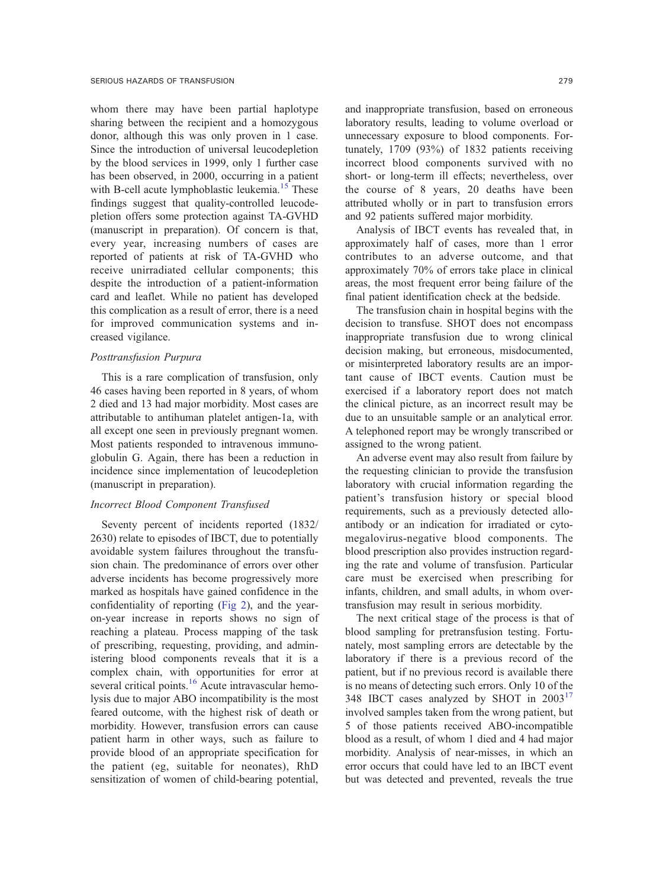whom there may have been partial haplotype sharing between the recipient and a homozygous donor, although this was only proven in 1 case. Since the introduction of universal leucodepletion by the blood services in 1999, only 1 further case has been observed, in 2000, occurring in a patient with B-cell acute lymphoblastic leukemia.[15] These findings suggest that quality-controlled leucodepletion offers some protection against TA-GVHD (manuscript in preparation). Of concern is that, every year, increasing numbers of cases are reported of patients at risk of TA-GVHD who receive unirradiated cellular components; this despite the introduction of a patient-information card and leaflet. While no patient has developed this complication as a result of error, there is a need for improved communication systems and increased vigilance.

### *Posttransfusion Purpura*

This is a rare complication of transfusion, only 46 cases having been reported in 8 years, of whom 2 died and 13 had major morbidity. Most cases are attributable to antihuman platelet antigen-1a, with all except one seen in previously pregnant women. Most patients responded to intravenous immunoglobulin G. Again, there has been a reduction in incidence since implementation of leucodepletion (manuscript in preparation).

### *Incorrect Blood Component Transfused*

Seventy percent of incidents reported (1832/2630) relate to episodes of IBCT, due to potentially avoidable system failures throughout the transfusion chain. The predominance of errors over other adverse incidents has become progressively more marked as hospitals have gained confidence in the confidentiality of reporting (Fig 2), and the year-on-year increase in reports shows no sign of reaching a plateau. Process mapping of the task of prescribing, requesting, providing, and administering blood components reveals that it is a complex chain, with opportunities for error at several critical points.[16] Acute intravascular hemolysis due to major ABO incompatibility is the most feared outcome, with the highest risk of death or morbidity. However, transfusion errors can cause patient harm in other ways, such as failure to provide blood of an appropriate specification for the patient (eg, suitable for neonates), RhD sensitization of women of child-bearing potential, and inappropriate transfusion, based on erroneous laboratory results, leading to volume overload or unnecessary exposure to blood components. Fortunately, 1709 (93%) of 1832 patients receiving incorrect blood components survived with no short- or long-term ill effects; nevertheless, over the course of 8 years, 20 deaths have been attributed wholly or in part to transfusion errors and 92 patients suffered major morbidity.

Analysis of IBCT events has revealed that, in approximately half of cases, more than 1 error contributes to an adverse outcome, and that approximately 70% of errors take place in clinical areas, the most frequent error being failure of the final patient identification check at the bedside.

The transfusion chain in hospital begins with the decision to transfuse. SHOT does not encompass inappropriate transfusion due to wrong clinical decision making, but erroneous, misdocumented, or misinterpreted laboratory results are an important cause of IBCT events. Caution must be exercised if a laboratory report does not match the clinical picture, as an incorrect result may be due to an unsuitable sample or an analytical error. A telephoned report may be wrongly transcribed or assigned to the wrong patient.

An adverse event may also result from failure by the requesting clinician to provide the transfusion laboratory with crucial information regarding the patient's transfusion history or special blood requirements, such as a previously detected alloantibody or an indication for irradiated or cytomegalovirus-negative blood components. The blood prescription also provides instruction regarding the rate and volume of transfusion. Particular care must be exercised when prescribing for infants, children, and small adults, in whom overtransfusion may result in serious morbidity.

The next critical stage of the process is that of blood sampling for pretransfusion testing. Fortunately, most sampling errors are detectable by the laboratory if there is a previous record of the patient, but if no previous record is available there is no means of detecting such errors. Only 10 of the 348 IBCT cases analyzed by SHOT in 2003[17] involved samples taken from the wrong patient, but 5 of those patients received ABO-incompatible blood as a result, of whom 1 died and 4 had major morbidity. Analysis of near-misses, in which an error occurs that could have led to an IBCT event but was detected and prevented, reveals the true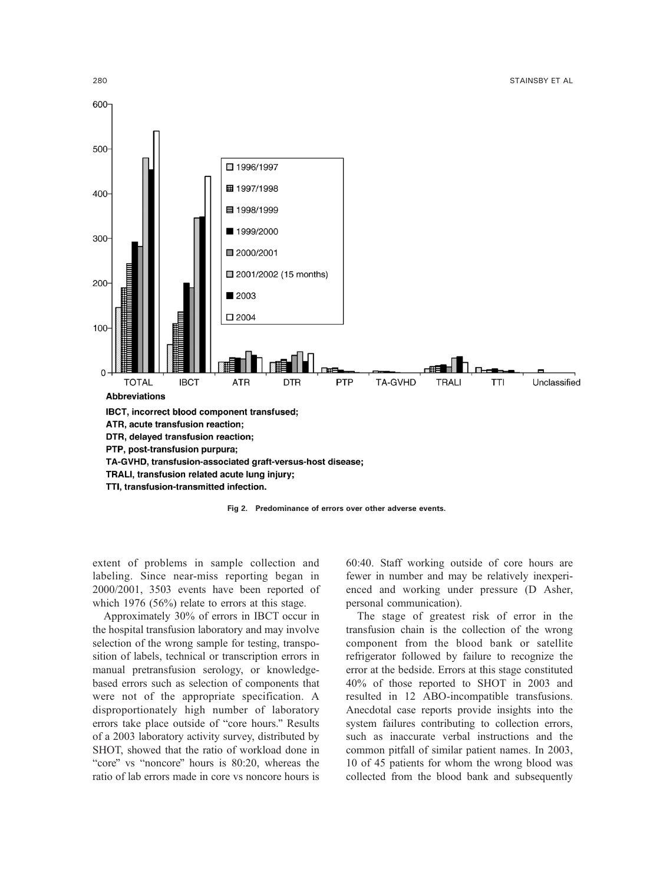Abbreviations

**IBCT, incorrect blood component transfused;**
**ATR, acute transfusion reaction;**
**DTR, delayed transfusion reaction;**
**PTP, post-transfusion purpura;**
**TA-GVHD, transfusion-associated graft-versus-host disease;**
**TRALI, transfusion related acute lung injury;**
**TTI, transfusion-transmitted infection.**

**Fig 2. Predominance of errors over other adverse events.**

extent of problems in sample collection and labeling. Since near-miss reporting began in 2000/2001, 3503 events have been reported of which 1976 (56%) relate to errors at this stage.

Approximately 30% of errors in IBCT occur in the hospital transfusion laboratory and may involve selection of the wrong sample for testing, transposition of labels, technical or transcription errors in manual pretransfusion serology, or knowledge-based errors such as selection of components that were not of the appropriate specification. A disproportionately high number of laboratory errors take place outside of "core hours." Results of a 2003 laboratory activity survey, distributed by SHOT, showed that the ratio of workload done in "core" vs "noncore" hours is 80:20, whereas the ratio of lab errors made in core vs noncore hours is 60:40. Staff working outside of core hours are fewer in number and may be relatively inexperienced and working under pressure (D Asher, personal communication).

The stage of greatest risk of error in the transfusion chain is the collection of the wrong component from the blood bank or satellite refrigerator followed by failure to recognize the error at the bedside. Errors at this stage constituted 40% of those reported to SHOT in 2003 and resulted in 12 ABO-incompatible transfusions. Anecdotal case reports provide insights into the system failures contributing to collection errors, such as inaccurate verbal instructions and the common pitfall of similar patient names. In 2003, 10 of 45 patients for whom the wrong blood was collected from the blood bank and subsequently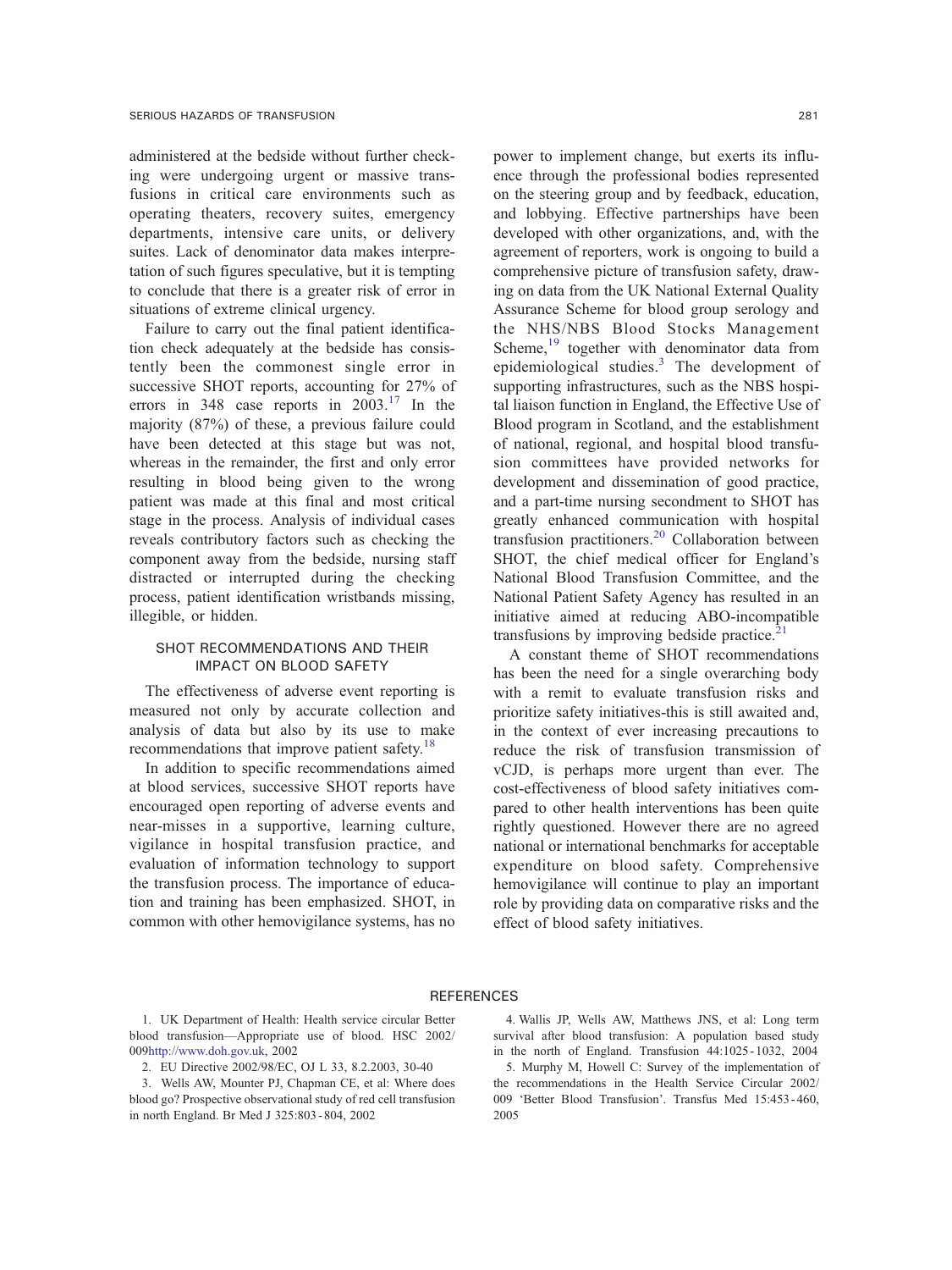administered at the bedside without further checking were undergoing urgent or massive transfusions in critical care environments such as operating theaters, recovery suites, emergency departments, intensive care units, or delivery suites. Lack of denominator data makes interpretation of such figures speculative, but it is tempting to conclude that there is a greater risk of error in situations of extreme clinical urgency.

Failure to carry out the final patient identification check adequately at the bedside has consistently been the commonest single error in successive SHOT reports, accounting for 27% of errors in 348 case reports in 2003.[17] In the majority (87%) of these, a previous failure could have been detected at this stage but was not, whereas in the remainder, the first and only error resulting in blood being given to the wrong patient was made at this final and most critical stage in the process. Analysis of individual cases reveals contributory factors such as checking the component away from the bedside, nursing staff distracted or interrupted during the checking process, patient identification wristbands missing, illegible, or hidden.

## SHOT RECOMMENDATIONS AND THEIR IMPACT ON BLOOD SAFETY

The effectiveness of adverse event reporting is measured not only by accurate collection and analysis of data but also by its use to make recommendations that improve patient safety.[18]

In addition to specific recommendations aimed at blood services, successive SHOT reports have encouraged open reporting of adverse events and near-misses in a supportive, learning culture, vigilance in hospital transfusion practice, and evaluation of information technology to support the transfusion process. The importance of education and training has been emphasized. SHOT, in common with other hemovigilance systems, has no power to implement change, but exerts its influence through the professional bodies represented on the steering group and by feedback, education, and lobbying. Effective partnerships have been developed with other organizations, and, with the agreement of reporters, work is ongoing to build a comprehensive picture of transfusion safety, drawing on data from the UK National External Quality Assurance Scheme for blood group serology and the NHS/NBS Blood Stocks Management Scheme,[19] together with denominator data from epidemiological studies.[3] The development of supporting infrastructures, such as the NBS hospital liaison function in England, the Effective Use of Blood program in Scotland, and the establishment of national, regional, and hospital blood transfusion committees have provided networks for development and dissemination of good practice, and a part-time nursing secondment to SHOT has greatly enhanced communication with hospital transfusion practitioners.[20] Collaboration between SHOT, the chief medical officer for England's National Blood Transfusion Committee, and the National Patient Safety Agency has resulted in an initiative aimed at reducing ABO-incompatible transfusions by improving bedside practice.[21]

A constant theme of SHOT recommendations has been the need for a single overarching body with a remit to evaluate transfusion risks and prioritize safety initiatives-this is still awaited and, in the context of ever increasing precautions to reduce the risk of transfusion transmission of vCJD, is perhaps more urgent than ever. The cost-effectiveness of blood safety initiatives compared to other health interventions has been quite rightly questioned. However there are no agreed national or international benchmarks for acceptable expenditure on blood safety. Comprehensive hemovigilance will continue to play an important role by providing data on comparative risks and the effect of blood safety initiatives.

## REFERENCES

1. UK Department of Health: Health service circular Better blood transfusion—Appropriate use of blood. HSC 2002/009http://www.doh.gov.uk, 2002

2. EU Directive 2002/98/EC, OJ L 33, 8.2.2003, 30-40

3. Wells AW, Mounter PJ, Chapman CE, et al: Where does blood go? Prospective observational study of red cell transfusion in north England. Br Med J 325:803-804, 2002

4. Wallis JP, Wells AW, Matthews JNS, et al: Long term survival after blood transfusion: A population based study in the north of England. Transfusion 44:1025-1032, 2004

5. Murphy M, Howell C: Survey of the implementation of the recommendations in the Health Service Circular 2002/009 'Better Blood Transfusion'. Transfus Med 15:453-460, 2005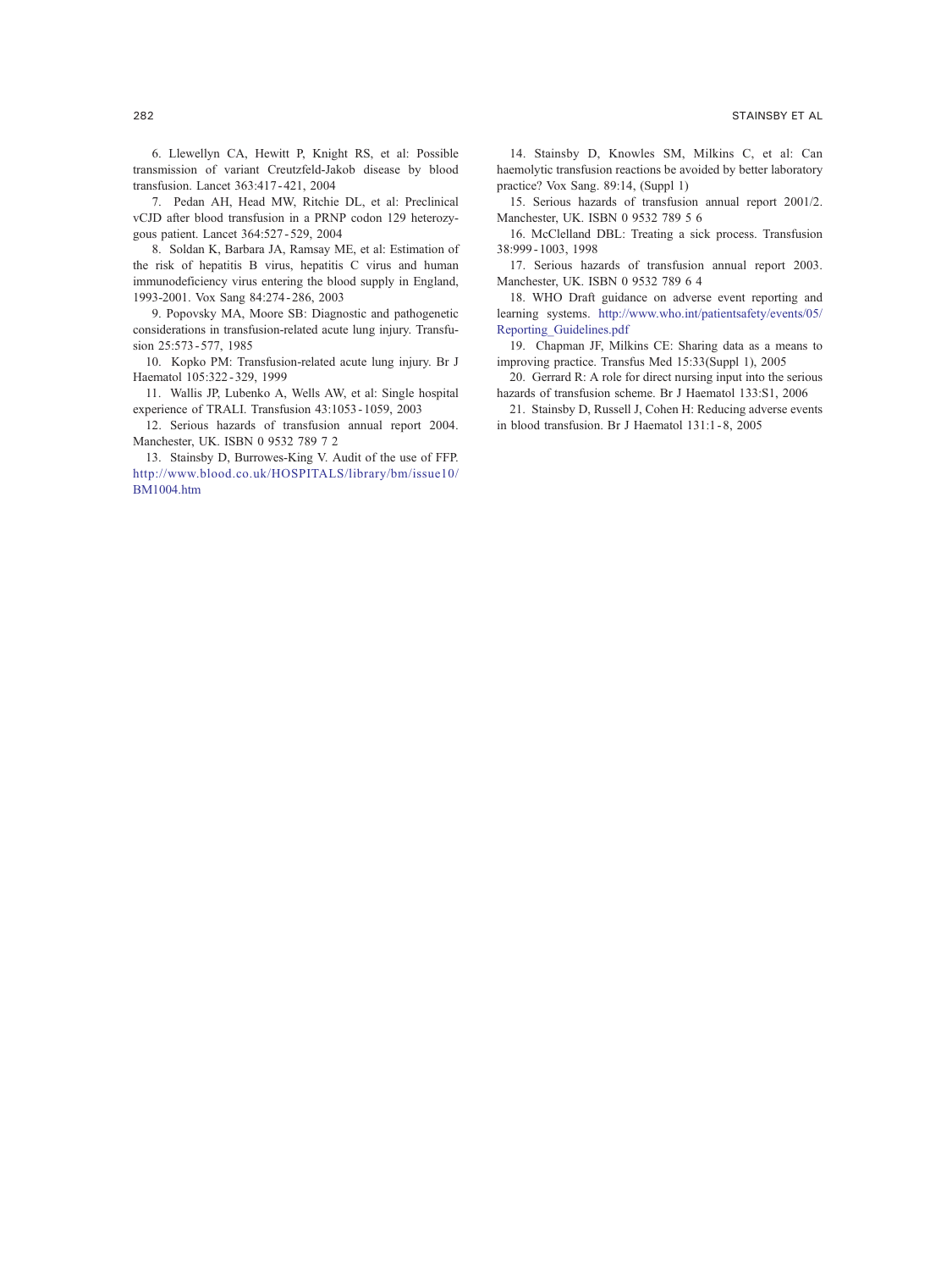6. Llewellyn CA, Hewitt P, Knight RS, et al: Possible transmission of variant Creutzfeld-Jakob disease by blood transfusion. Lancet 363:417-421, 2004

7. Pedan AH, Head MW, Ritchie DL, et al: Preclinical vCJD after blood transfusion in a PRNP codon 129 heterozygous patient. Lancet 364:527-529, 2004

8. Soldan K, Barbara JA, Ramsay ME, et al: Estimation of the risk of hepatitis B virus, hepatitis C virus and human immunodeficiency virus entering the blood supply in England, 1993-2001. Vox Sang 84:274-286, 2003

9. Popovsky MA, Moore SB: Diagnostic and pathogenetic considerations in transfusion-related acute lung injury. Transfusion 25:573-577, 1985

10. Kopko PM: Transfusion-related acute lung injury. Br J Haematol 105:322-329, 1999

11. Wallis JP, Lubenko A, Wells AW, et al: Single hospital experience of TRALI. Transfusion 43:1053-1059, 2003

12. Serious hazards of transfusion annual report 2004. Manchester, UK. ISBN 0 9532 789 7 2

13. Stainsby D, Burrowes-King V. Audit of the use of FFP. http://www.blood.co.uk/HOSPITALS/library/bm/issue10/BM1004.htm

14. Stainsby D, Knowles SM, Milkins C, et al: Can haemolytic transfusion reactions be avoided by better laboratory practice? Vox Sang. 89:14, (Suppl 1)

15. Serious hazards of transfusion annual report 2001/2. Manchester, UK. ISBN 0 9532 789 5 6

16. McClelland DBL: Treating a sick process. Transfusion 38:999-1003, 1998

17. Serious hazards of transfusion annual report 2003. Manchester, UK. ISBN 0 9532 789 6 4

18. WHO Draft guidance on adverse event reporting and learning systems. http://www.who.int/patientsafety/events/05/Reporting_Guidelines.pdf

19. Chapman JF, Milkins CE: Sharing data as a means to improving practice. Transfus Med 15:33(Suppl 1), 2005

20. Gerrard R: A role for direct nursing input into the serious hazards of transfusion scheme. Br J Haematol 133:S1, 2006

21. Stainsby D, Russell J, Cohen H: Reducing adverse events in blood transfusion. Br J Haematol 131:1-8, 2005